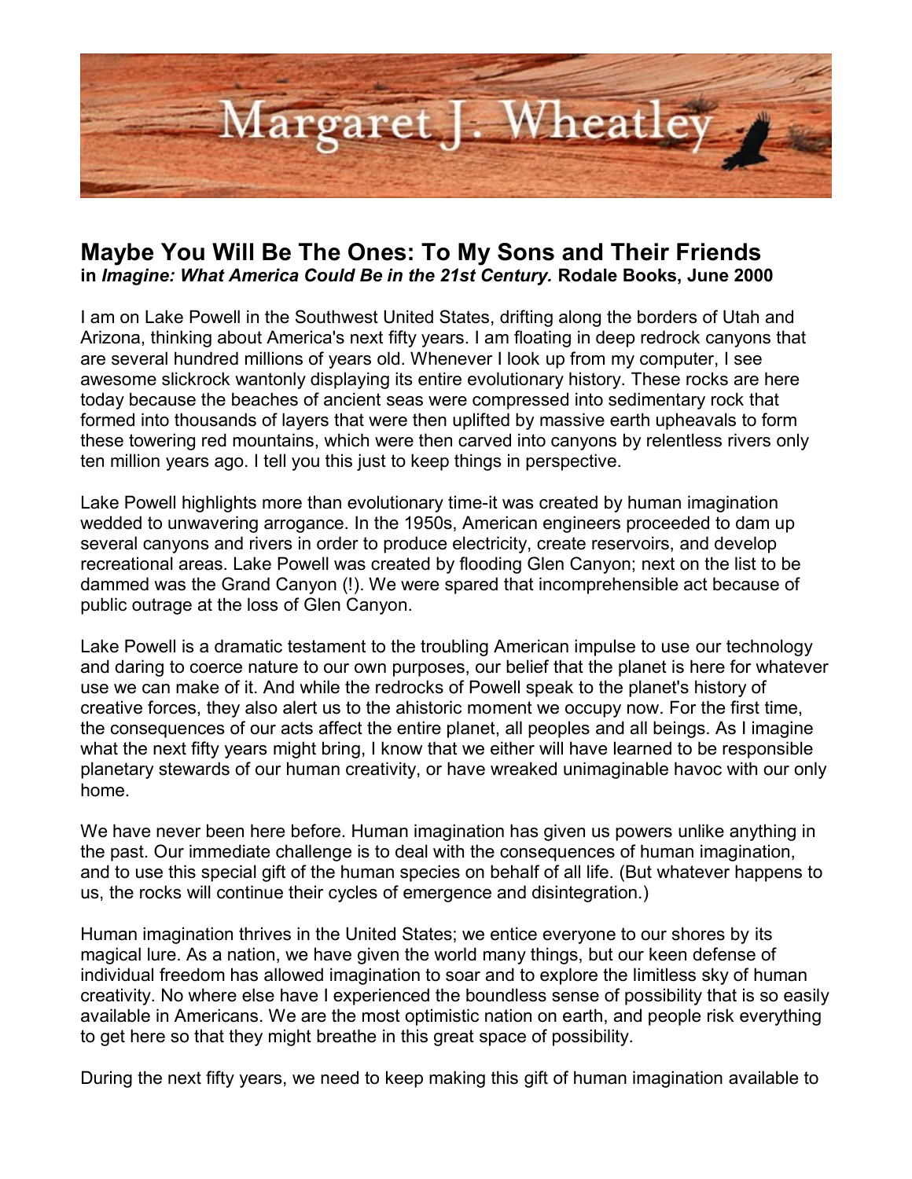# Margaret J. Wheatley

## Maybe You Will Be The Ones: To My Sons and Their Friends

**in *Imagine: What America Could Be in the 21st Century.* Rodale Books, June 2000**

I am on Lake Powell in the Southwest United States, drifting along the borders of Utah and Arizona, thinking about America's next fifty years. I am floating in deep redrock canyons that are several hundred millions of years old. Whenever I look up from my computer, I see awesome slickrock wantonly displaying its entire evolutionary history. These rocks are here today because the beaches of ancient seas were compressed into sedimentary rock that formed into thousands of layers that were then uplifted by massive earth upheavals to form these towering red mountains, which were then carved into canyons by relentless rivers only ten million years ago. I tell you this just to keep things in perspective.

Lake Powell highlights more than evolutionary time-it was created by human imagination wedded to unwavering arrogance. In the 1950s, American engineers proceeded to dam up several canyons and rivers in order to produce electricity, create reservoirs, and develop recreational areas. Lake Powell was created by flooding Glen Canyon; next on the list to be dammed was the Grand Canyon (!). We were spared that incomprehensible act because of public outrage at the loss of Glen Canyon.

Lake Powell is a dramatic testament to the troubling American impulse to use our technology and daring to coerce nature to our own purposes, our belief that the planet is here for whatever use we can make of it. And while the redrocks of Powell speak to the planet's history of creative forces, they also alert us to the ahistoric moment we occupy now. For the first time, the consequences of our acts affect the entire planet, all peoples and all beings. As I imagine what the next fifty years might bring, I know that we either will have learned to be responsible planetary stewards of our human creativity, or have wreaked unimaginable havoc with our only home.

We have never been here before. Human imagination has given us powers unlike anything in the past. Our immediate challenge is to deal with the consequences of human imagination, and to use this special gift of the human species on behalf of all life. (But whatever happens to us, the rocks will continue their cycles of emergence and disintegration.)

Human imagination thrives in the United States; we entice everyone to our shores by its magical lure. As a nation, we have given the world many things, but our keen defense of individual freedom has allowed imagination to soar and to explore the limitless sky of human creativity. No where else have I experienced the boundless sense of possibility that is so easily available in Americans. We are the most optimistic nation on earth, and people risk everything to get here so that they might breathe in this great space of possibility.

During the next fifty years, we need to keep making this gift of human imagination available to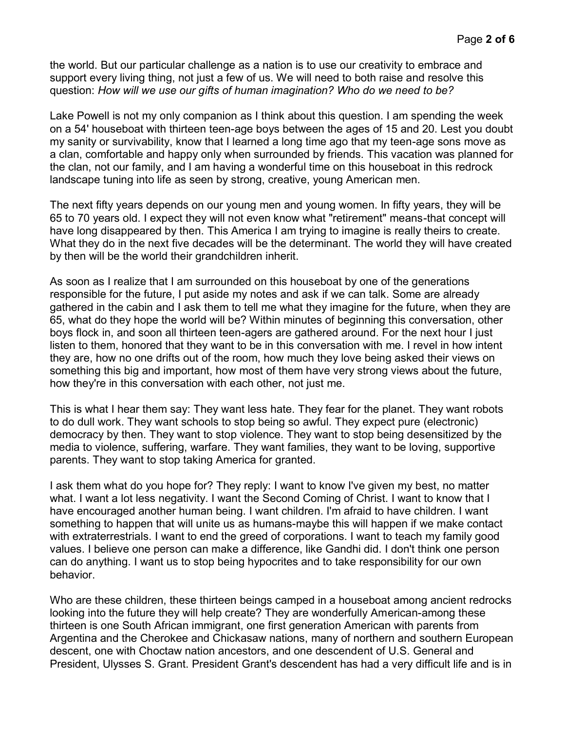the world. But our particular challenge as a nation is to use our creativity to embrace and support every living thing, not just a few of us. We will need to both raise and resolve this question: *How will we use our gifts of human imagination? Who do we need to be?*

Lake Powell is not my only companion as I think about this question. I am spending the week on a 54' houseboat with thirteen teen-age boys between the ages of 15 and 20. Lest you doubt my sanity or survivability, know that I learned a long time ago that my teen-age sons move as a clan, comfortable and happy only when surrounded by friends. This vacation was planned for the clan, not our family, and I am having a wonderful time on this houseboat in this redrock landscape tuning into life as seen by strong, creative, young American men.

The next fifty years depends on our young men and young women. In fifty years, they will be 65 to 70 years old. I expect they will not even know what "retirement" means-that concept will have long disappeared by then. This America I am trying to imagine is really theirs to create. What they do in the next five decades will be the determinant. The world they will have created by then will be the world their grandchildren inherit.

As soon as I realize that I am surrounded on this houseboat by one of the generations responsible for the future, I put aside my notes and ask if we can talk. Some are already gathered in the cabin and I ask them to tell me what they imagine for the future, when they are 65, what do they hope the world will be? Within minutes of beginning this conversation, other boys flock in, and soon all thirteen teen-agers are gathered around. For the next hour I just listen to them, honored that they want to be in this conversation with me. I revel in how intent they are, how no one drifts out of the room, how much they love being asked their views on something this big and important, how most of them have very strong views about the future, how they're in this conversation with each other, not just me.

This is what I hear them say: They want less hate. They fear for the planet. They want robots to do dull work. They want schools to stop being so awful. They expect pure (electronic) democracy by then. They want to stop violence. They want to stop being desensitized by the media to violence, suffering, warfare. They want families, they want to be loving, supportive parents. They want to stop taking America for granted.

I ask them what do you hope for? They reply: I want to know I've given my best, no matter what. I want a lot less negativity. I want the Second Coming of Christ. I want to know that I have encouraged another human being. I want children. I'm afraid to have children. I want something to happen that will unite us as humans-maybe this will happen if we make contact with extraterrestrials. I want to end the greed of corporations. I want to teach my family good values. I believe one person can make a difference, like Gandhi did. I don't think one person can do anything. I want us to stop being hypocrites and to take responsibility for our own behavior.

Who are these children, these thirteen beings camped in a houseboat among ancient redrocks looking into the future they will help create? They are wonderfully American-among these thirteen is one South African immigrant, one first generation American with parents from Argentina and the Cherokee and Chickasaw nations, many of northern and southern European descent, one with Choctaw nation ancestors, and one descendent of U.S. General and President, Ulysses S. Grant. President Grant's descendent has had a very difficult life and is in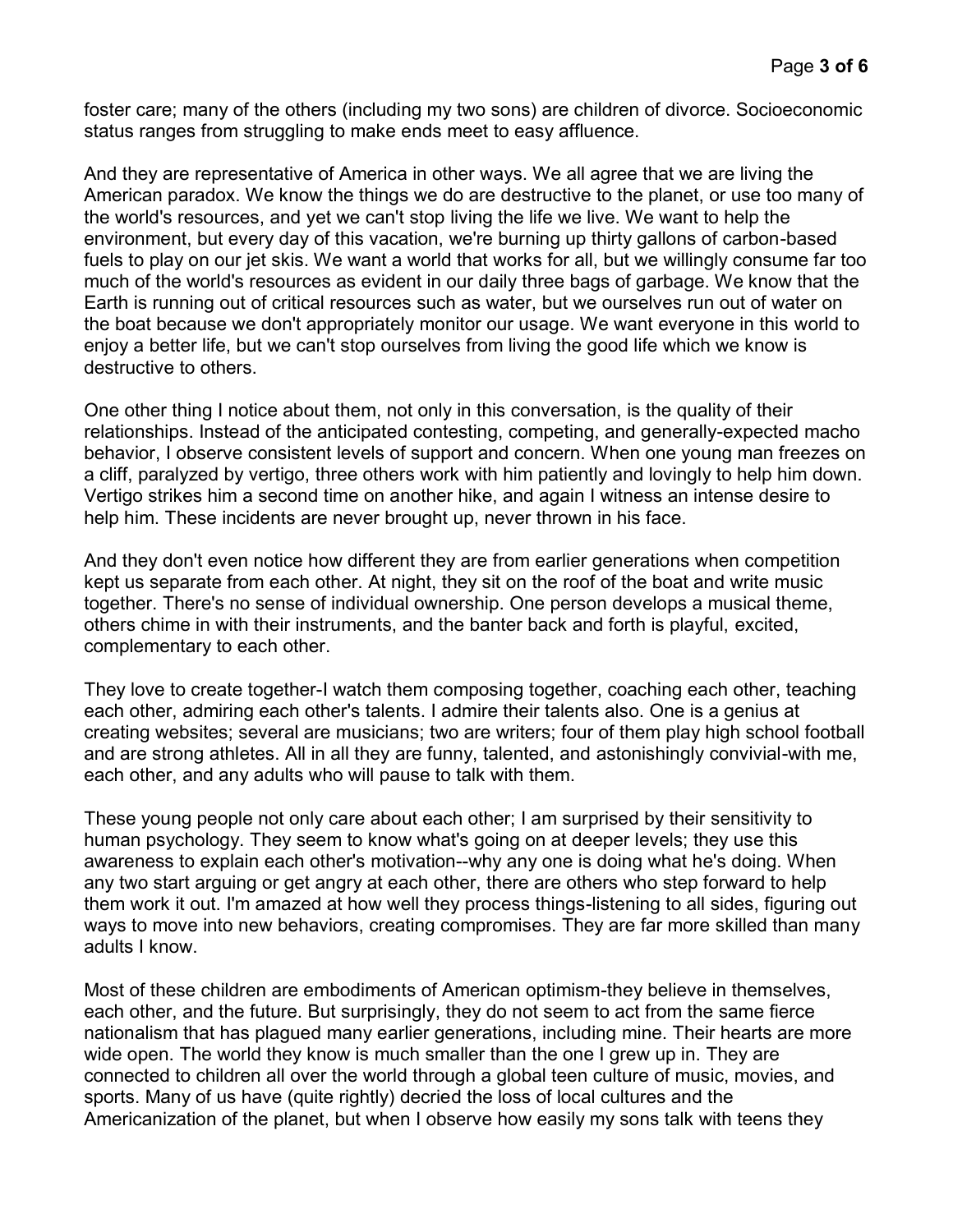foster care; many of the others (including my two sons) are children of divorce. Socioeconomic status ranges from struggling to make ends meet to easy affluence.

And they are representative of America in other ways. We all agree that we are living the American paradox. We know the things we do are destructive to the planet, or use too many of the world's resources, and yet we can't stop living the life we live. We want to help the environment, but every day of this vacation, we're burning up thirty gallons of carbon-based fuels to play on our jet skis. We want a world that works for all, but we willingly consume far too much of the world's resources as evident in our daily three bags of garbage. We know that the Earth is running out of critical resources such as water, but we ourselves run out of water on the boat because we don't appropriately monitor our usage. We want everyone in this world to enjoy a better life, but we can't stop ourselves from living the good life which we know is destructive to others.

One other thing I notice about them, not only in this conversation, is the quality of their relationships. Instead of the anticipated contesting, competing, and generally-expected macho behavior, I observe consistent levels of support and concern. When one young man freezes on a cliff, paralyzed by vertigo, three others work with him patiently and lovingly to help him down. Vertigo strikes him a second time on another hike, and again I witness an intense desire to help him. These incidents are never brought up, never thrown in his face.

And they don't even notice how different they are from earlier generations when competition kept us separate from each other. At night, they sit on the roof of the boat and write music together. There's no sense of individual ownership. One person develops a musical theme, others chime in with their instruments, and the banter back and forth is playful, excited, complementary to each other.

They love to create together-I watch them composing together, coaching each other, teaching each other, admiring each other's talents. I admire their talents also. One is a genius at creating websites; several are musicians; two are writers; four of them play high school football and are strong athletes. All in all they are funny, talented, and astonishingly convivial-with me, each other, and any adults who will pause to talk with them.

These young people not only care about each other; I am surprised by their sensitivity to human psychology. They seem to know what's going on at deeper levels; they use this awareness to explain each other's motivation--why any one is doing what he's doing. When any two start arguing or get angry at each other, there are others who step forward to help them work it out. I'm amazed at how well they process things-listening to all sides, figuring out ways to move into new behaviors, creating compromises. They are far more skilled than many adults I know.

Most of these children are embodiments of American optimism-they believe in themselves, each other, and the future. But surprisingly, they do not seem to act from the same fierce nationalism that has plagued many earlier generations, including mine. Their hearts are more wide open. The world they know is much smaller than the one I grew up in. They are connected to children all over the world through a global teen culture of music, movies, and sports. Many of us have (quite rightly) decried the loss of local cultures and the Americanization of the planet, but when I observe how easily my sons talk with teens they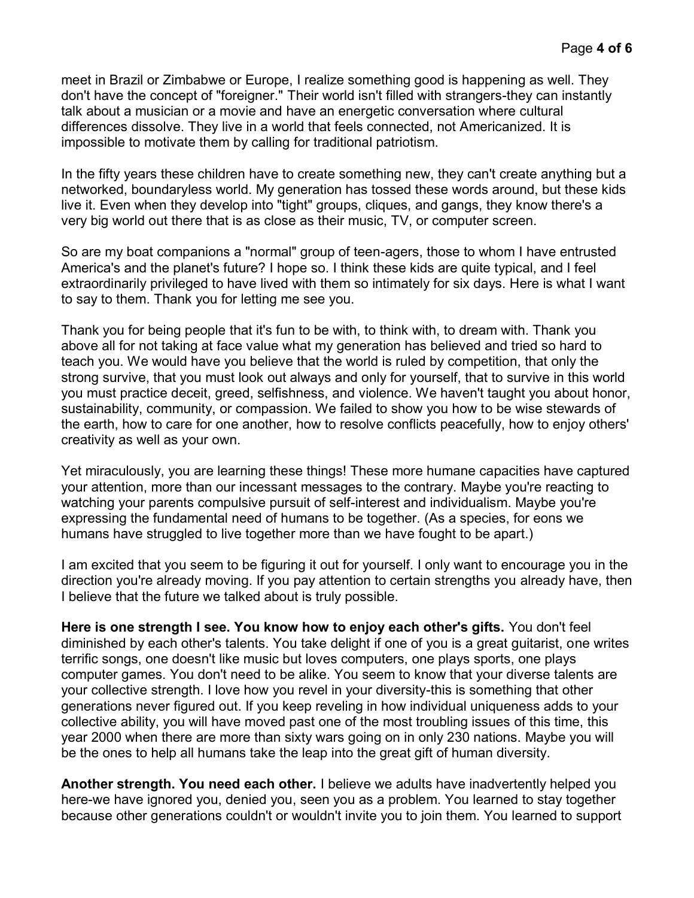meet in Brazil or Zimbabwe or Europe, I realize something good is happening as well. They don't have the concept of "foreigner." Their world isn't filled with strangers-they can instantly talk about a musician or a movie and have an energetic conversation where cultural differences dissolve. They live in a world that feels connected, not Americanized. It is impossible to motivate them by calling for traditional patriotism.

In the fifty years these children have to create something new, they can't create anything but a networked, boundaryless world. My generation has tossed these words around, but these kids live it. Even when they develop into "tight" groups, cliques, and gangs, they know there's a very big world out there that is as close as their music, TV, or computer screen.

So are my boat companions a "normal" group of teen-agers, those to whom I have entrusted America's and the planet's future? I hope so. I think these kids are quite typical, and I feel extraordinarily privileged to have lived with them so intimately for six days. Here is what I want to say to them. Thank you for letting me see you.

Thank you for being people that it's fun to be with, to think with, to dream with. Thank you above all for not taking at face value what my generation has believed and tried so hard to teach you. We would have you believe that the world is ruled by competition, that only the strong survive, that you must look out always and only for yourself, that to survive in this world you must practice deceit, greed, selfishness, and violence. We haven't taught you about honor, sustainability, community, or compassion. We failed to show you how to be wise stewards of the earth, how to care for one another, how to resolve conflicts peacefully, how to enjoy others' creativity as well as your own.

Yet miraculously, you are learning these things! These more humane capacities have captured your attention, more than our incessant messages to the contrary. Maybe you're reacting to watching your parents compulsive pursuit of self-interest and individualism. Maybe you're expressing the fundamental need of humans to be together. (As a species, for eons we humans have struggled to live together more than we have fought to be apart.)

I am excited that you seem to be figuring it out for yourself. I only want to encourage you in the direction you're already moving. If you pay attention to certain strengths you already have, then I believe that the future we talked about is truly possible.

**Here is one strength I see. You know how to enjoy each other's gifts.** You don't feel diminished by each other's talents. You take delight if one of you is a great guitarist, one writes terrific songs, one doesn't like music but loves computers, one plays sports, one plays computer games. You don't need to be alike. You seem to know that your diverse talents are your collective strength. I love how you revel in your diversity-this is something that other generations never figured out. If you keep reveling in how individual uniqueness adds to your collective ability, you will have moved past one of the most troubling issues of this time, this year 2000 when there are more than sixty wars going on in only 230 nations. Maybe you will be the ones to help all humans take the leap into the great gift of human diversity.

**Another strength. You need each other.** I believe we adults have inadvertently helped you here-we have ignored you, denied you, seen you as a problem. You learned to stay together because other generations couldn't or wouldn't invite you to join them. You learned to support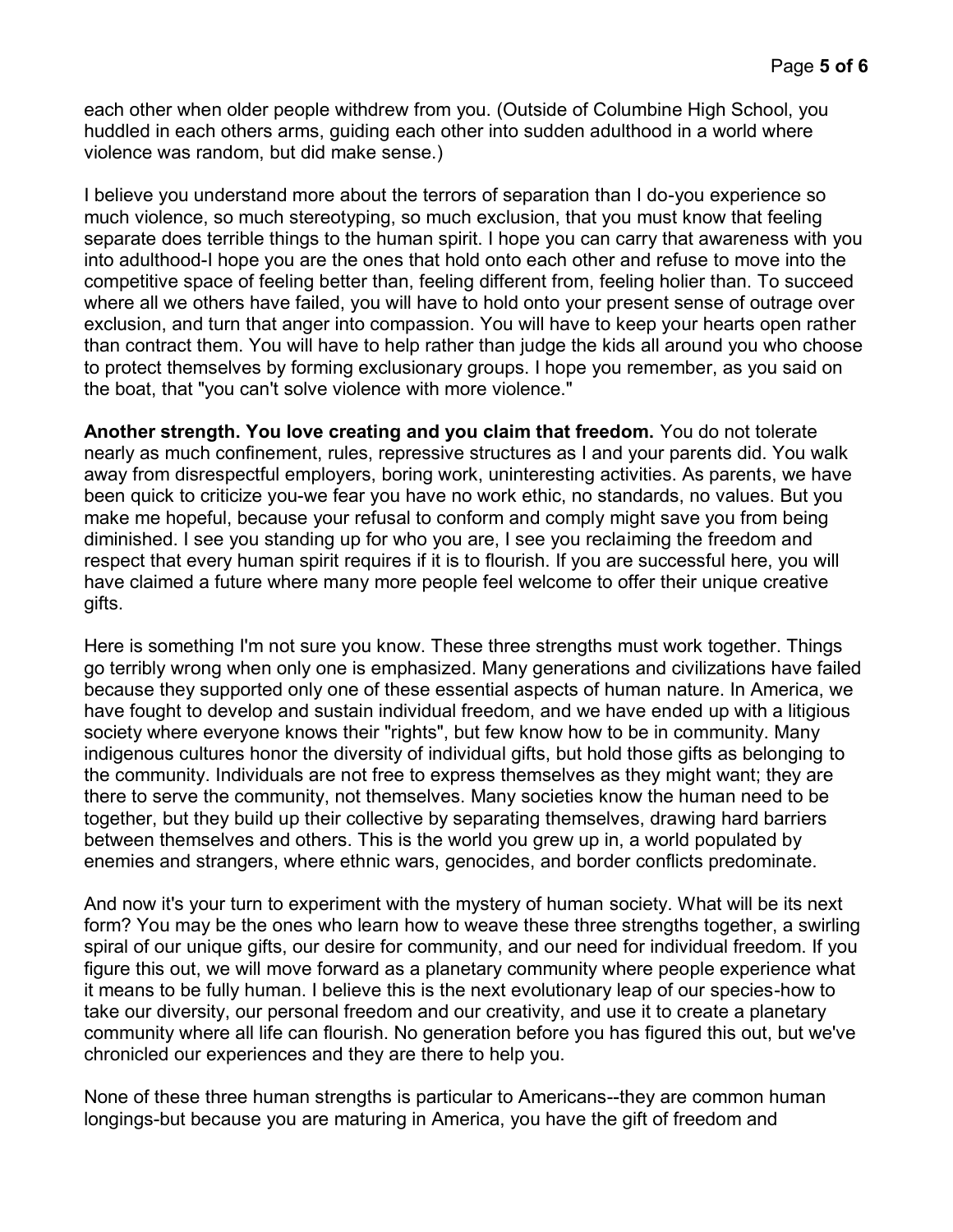each other when older people withdrew from you. (Outside of Columbine High School, you huddled in each others arms, guiding each other into sudden adulthood in a world where violence was random, but did make sense.)

I believe you understand more about the terrors of separation than I do-you experience so much violence, so much stereotyping, so much exclusion, that you must know that feeling separate does terrible things to the human spirit. I hope you can carry that awareness with you into adulthood-I hope you are the ones that hold onto each other and refuse to move into the competitive space of feeling better than, feeling different from, feeling holier than. To succeed where all we others have failed, you will have to hold onto your present sense of outrage over exclusion, and turn that anger into compassion. You will have to keep your hearts open rather than contract them. You will have to help rather than judge the kids all around you who choose to protect themselves by forming exclusionary groups. I hope you remember, as you said on the boat, that "you can't solve violence with more violence."

**Another strength. You love creating and you claim that freedom.** You do not tolerate nearly as much confinement, rules, repressive structures as I and your parents did. You walk away from disrespectful employers, boring work, uninteresting activities. As parents, we have been quick to criticize you-we fear you have no work ethic, no standards, no values. But you make me hopeful, because your refusal to conform and comply might save you from being diminished. I see you standing up for who you are, I see you reclaiming the freedom and respect that every human spirit requires if it is to flourish. If you are successful here, you will have claimed a future where many more people feel welcome to offer their unique creative gifts.

Here is something I'm not sure you know. These three strengths must work together. Things go terribly wrong when only one is emphasized. Many generations and civilizations have failed because they supported only one of these essential aspects of human nature. In America, we have fought to develop and sustain individual freedom, and we have ended up with a litigious society where everyone knows their "rights", but few know how to be in community. Many indigenous cultures honor the diversity of individual gifts, but hold those gifts as belonging to the community. Individuals are not free to express themselves as they might want; they are there to serve the community, not themselves. Many societies know the human need to be together, but they build up their collective by separating themselves, drawing hard barriers between themselves and others. This is the world you grew up in, a world populated by enemies and strangers, where ethnic wars, genocides, and border conflicts predominate.

And now it's your turn to experiment with the mystery of human society. What will be its next form? You may be the ones who learn how to weave these three strengths together, a swirling spiral of our unique gifts, our desire for community, and our need for individual freedom. If you figure this out, we will move forward as a planetary community where people experience what it means to be fully human. I believe this is the next evolutionary leap of our species-how to take our diversity, our personal freedom and our creativity, and use it to create a planetary community where all life can flourish. No generation before you has figured this out, but we've chronicled our experiences and they are there to help you.

None of these three human strengths is particular to Americans--they are common human longings-but because you are maturing in America, you have the gift of freedom and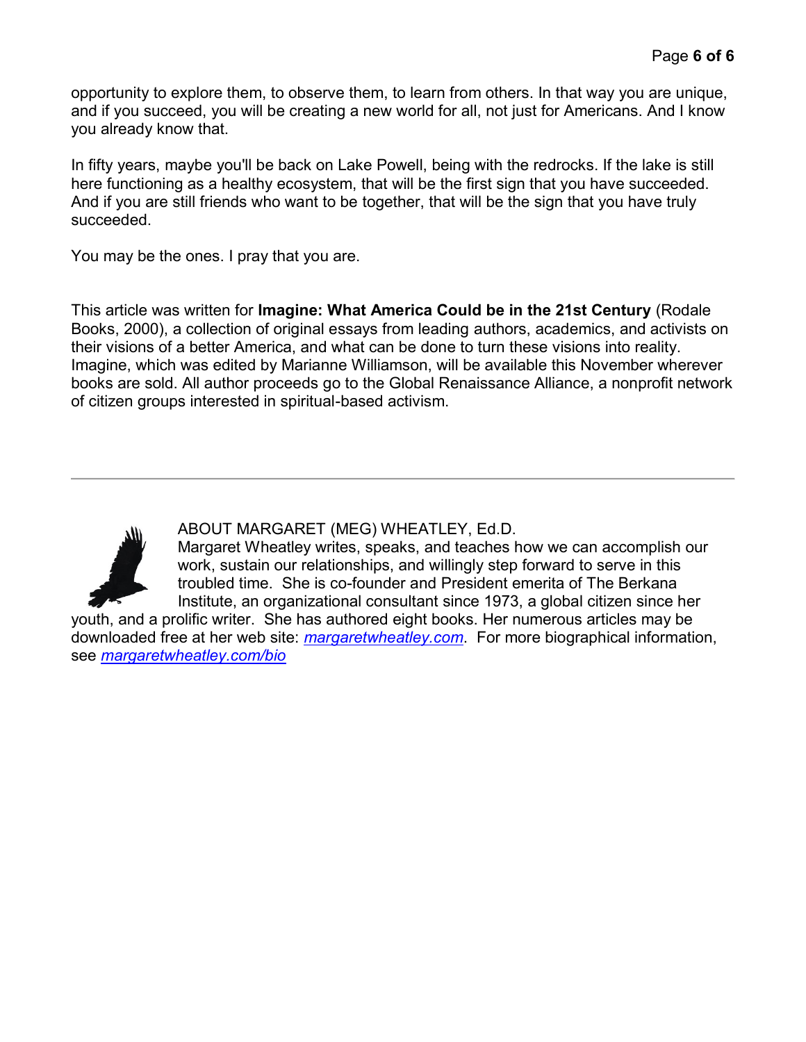opportunity to explore them, to observe them, to learn from others. In that way you are unique, and if you succeed, you will be creating a new world for all, not just for Americans. And I know you already know that.

In fifty years, maybe you'll be back on Lake Powell, being with the redrocks. If the lake is still here functioning as a healthy ecosystem, that will be the first sign that you have succeeded. And if you are still friends who want to be together, that will be the sign that you have truly succeeded.

You may be the ones. I pray that you are.

This article was written for **Imagine: What America Could be in the 21st Century** (Rodale Books, 2000), a collection of original essays from leading authors, academics, and activists on their visions of a better America, and what can be done to turn these visions into reality. Imagine, which was edited by Marianne Williamson, will be available this November wherever books are sold. All author proceeds go to the Global Renaissance Alliance, a nonprofit network of citizen groups interested in spiritual-based activism.

---

ABOUT MARGARET (MEG) WHEATLEY, Ed.D.
Margaret Wheatley writes, speaks, and teaches how we can accomplish our work, sustain our relationships, and willingly step forward to serve in this troubled time. She is co-founder and President emerita of The Berkana Institute, an organizational consultant since 1973, a global citizen since her youth, and a prolific writer. She has authored eight books. Her numerous articles may be downloaded free at her web site: *margaretwheatley.com*. For more biographical information, see *margaretwheatley.com/bio*